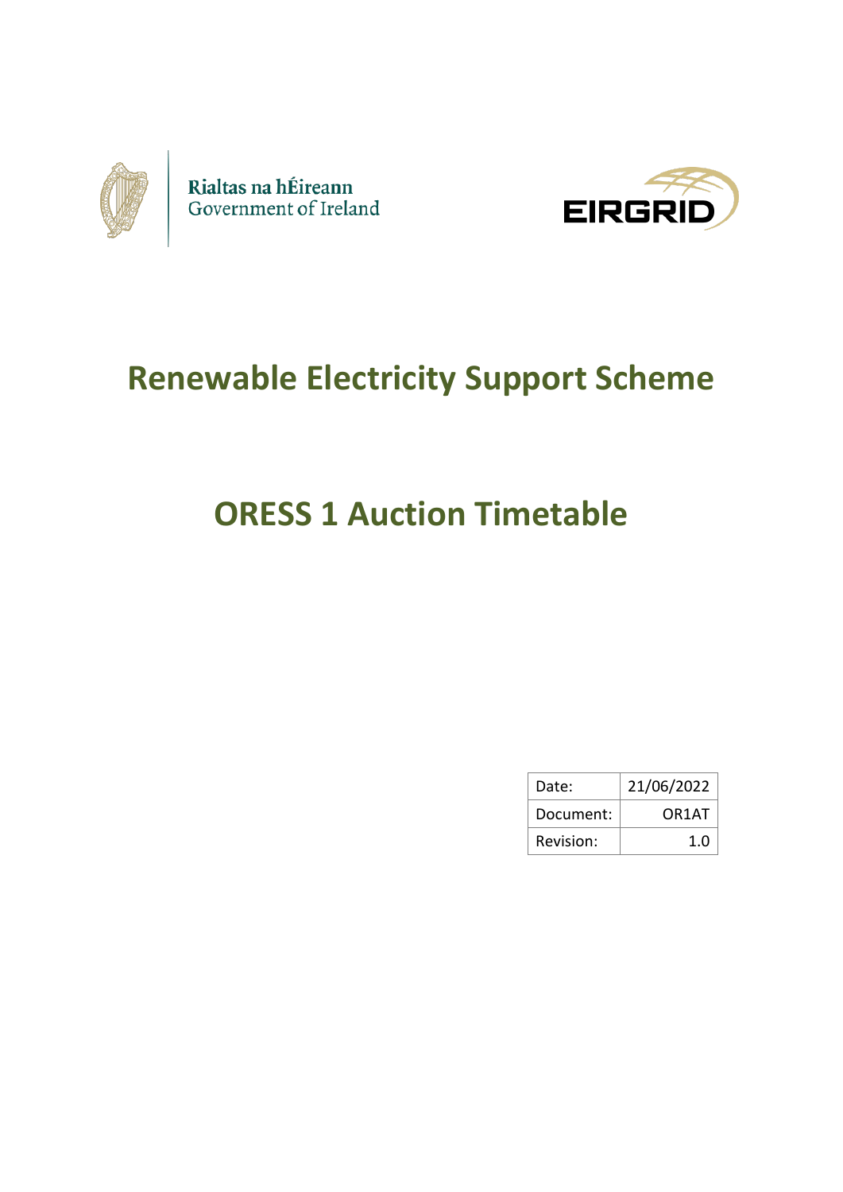Rialtas na hÉireann
Government of Ireland

EIRGRID

# Renewable Electricity Support Scheme

# ORESS 1 Auction Timetable

| Date: | 21/06/2022 |
|---|---|
| Document: | OR1AT |
| Revision: | 1.0 |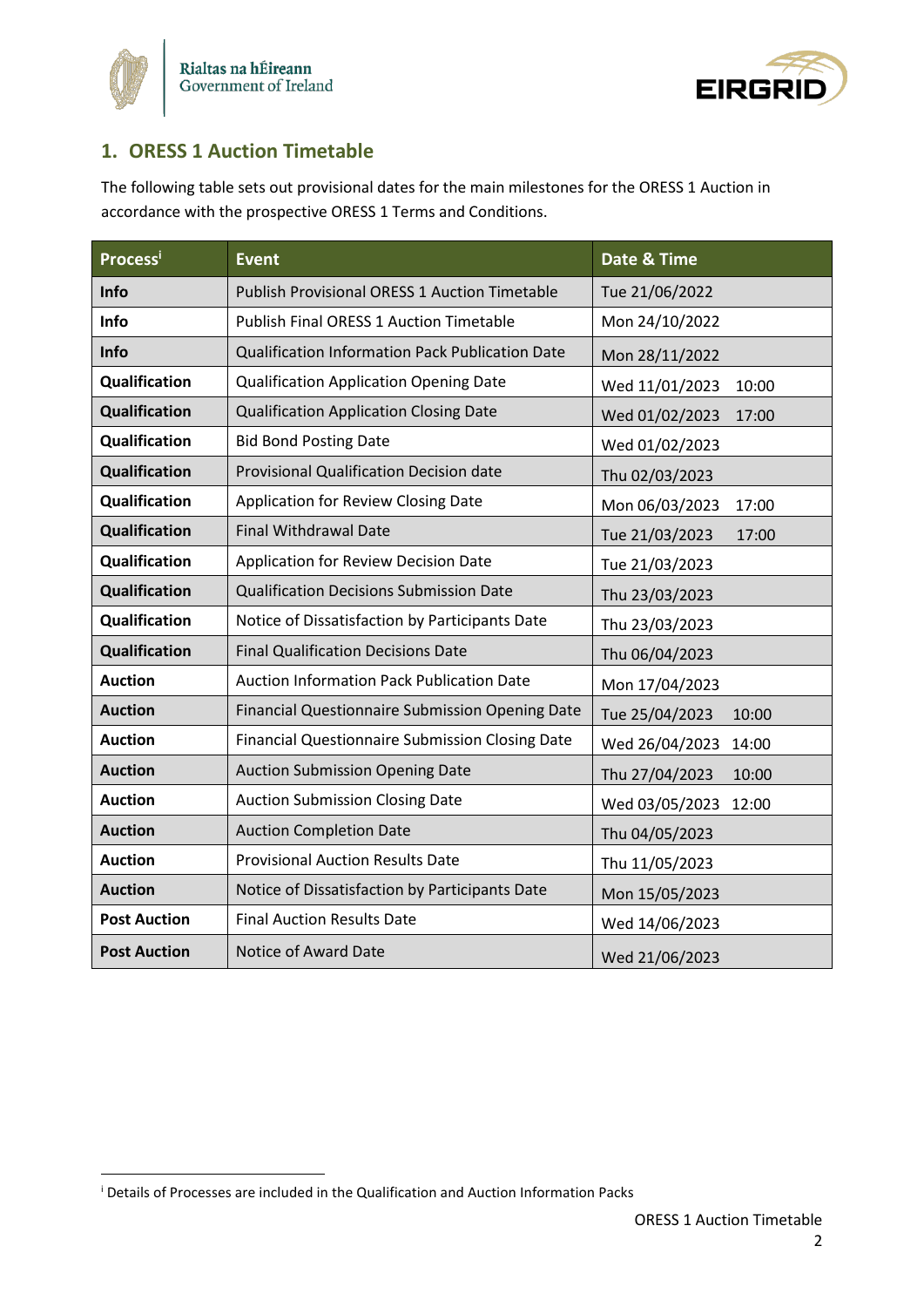## 1. ORESS 1 Auction Timetable

The following table sets out provisional dates for the main milestones for the ORESS 1 Auction in accordance with the prospective ORESS 1 Terms and Conditions.

| Process[i] | Event | Date & Time |
|---|---|---|
| **Info** | Publish Provisional ORESS 1 Auction Timetable | Tue 21/06/2022 |
| **Info** | Publish Final ORESS 1 Auction Timetable | Mon 24/10/2022 |
| **Info** | Qualification Information Pack Publication Date | Mon 28/11/2022 |
| **Qualification** | Qualification Application Opening Date | Wed 11/01/2023 10:00 |
| **Qualification** | Qualification Application Closing Date | Wed 01/02/2023 17:00 |
| **Qualification** | Bid Bond Posting Date | Wed 01/02/2023 |
| **Qualification** | Provisional Qualification Decision date | Thu 02/03/2023 |
| **Qualification** | Application for Review Closing Date | Mon 06/03/2023 17:00 |
| **Qualification** | Final Withdrawal Date | Tue 21/03/2023 17:00 |
| **Qualification** | Application for Review Decision Date | Tue 21/03/2023 |
| **Qualification** | Qualification Decisions Submission Date | Thu 23/03/2023 |
| **Qualification** | Notice of Dissatisfaction by Participants Date | Thu 23/03/2023 |
| **Qualification** | Final Qualification Decisions Date | Thu 06/04/2023 |
| **Auction** | Auction Information Pack Publication Date | Mon 17/04/2023 |
| **Auction** | Financial Questionnaire Submission Opening Date | Tue 25/04/2023 10:00 |
| **Auction** | Financial Questionnaire Submission Closing Date | Wed 26/04/2023 14:00 |
| **Auction** | Auction Submission Opening Date | Thu 27/04/2023 10:00 |
| **Auction** | Auction Submission Closing Date | Wed 03/05/2023 12:00 |
| **Auction** | Auction Completion Date | Thu 04/05/2023 |
| **Auction** | Provisional Auction Results Date | Thu 11/05/2023 |
| **Auction** | Notice of Dissatisfaction by Participants Date | Mon 15/05/2023 |
| **Post Auction** | Final Auction Results Date | Wed 14/06/2023 |
| **Post Auction** | Notice of Award Date | Wed 21/06/2023 |

[i] Details of Processes are included in the Qualification and Auction Information Packs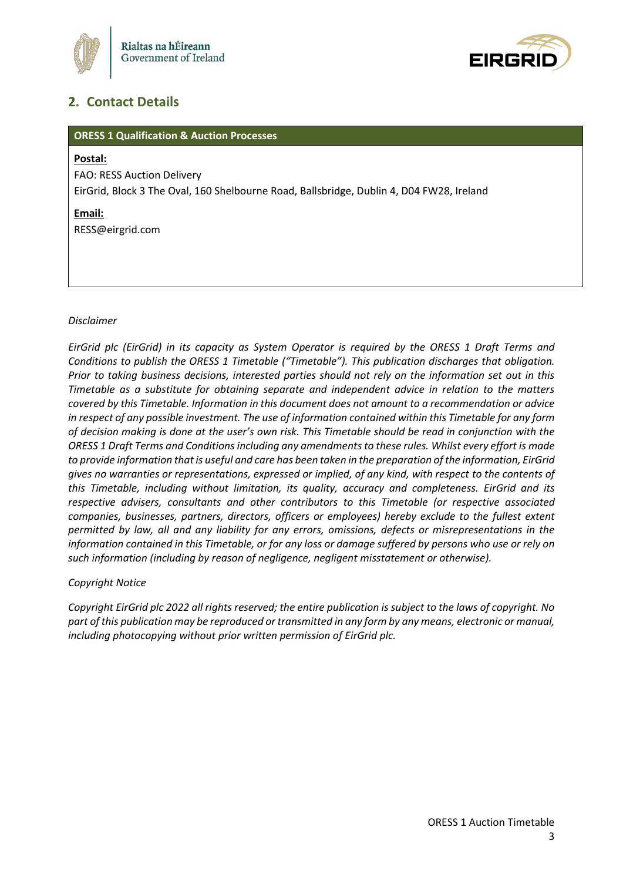## 2. Contact Details

| ORESS 1 Qualification & Auction Processes |
|---|
| **Postal:**<br>FAO: RESS Auction Delivery<br>EirGrid, Block 3 The Oval, 160 Shelbourne Road, Ballsbridge, Dublin 4, D04 FW28, Ireland<br>**Email:**<br>RESS@eirgrid.com |

*Disclaimer*

*EirGrid plc (EirGrid) in its capacity as System Operator is required by the ORESS 1 Draft Terms and Conditions to publish the ORESS 1 Timetable ("Timetable"). This publication discharges that obligation. Prior to taking business decisions, interested parties should not rely on the information set out in this Timetable as a substitute for obtaining separate and independent advice in relation to the matters covered by this Timetable. Information in this document does not amount to a recommendation or advice in respect of any possible investment. The use of information contained within this Timetable for any form of decision making is done at the user's own risk. This Timetable should be read in conjunction with the ORESS 1 Draft Terms and Conditions including any amendments to these rules. Whilst every effort is made to provide information that is useful and care has been taken in the preparation of the information, EirGrid gives no warranties or representations, expressed or implied, of any kind, with respect to the contents of this Timetable, including without limitation, its quality, accuracy and completeness. EirGrid and its respective advisers, consultants and other contributors to this Timetable (or respective associated companies, businesses, partners, directors, officers or employees) hereby exclude to the fullest extent permitted by law, all and any liability for any errors, omissions, defects or misrepresentations in the information contained in this Timetable, or for any loss or damage suffered by persons who use or rely on such information (including by reason of negligence, negligent misstatement or otherwise).*

*Copyright Notice*

*Copyright EirGrid plc 2022 all rights reserved; the entire publication is subject to the laws of copyright. No part of this publication may be reproduced or transmitted in any form by any means, electronic or manual, including photocopying without prior written permission of EirGrid plc.*